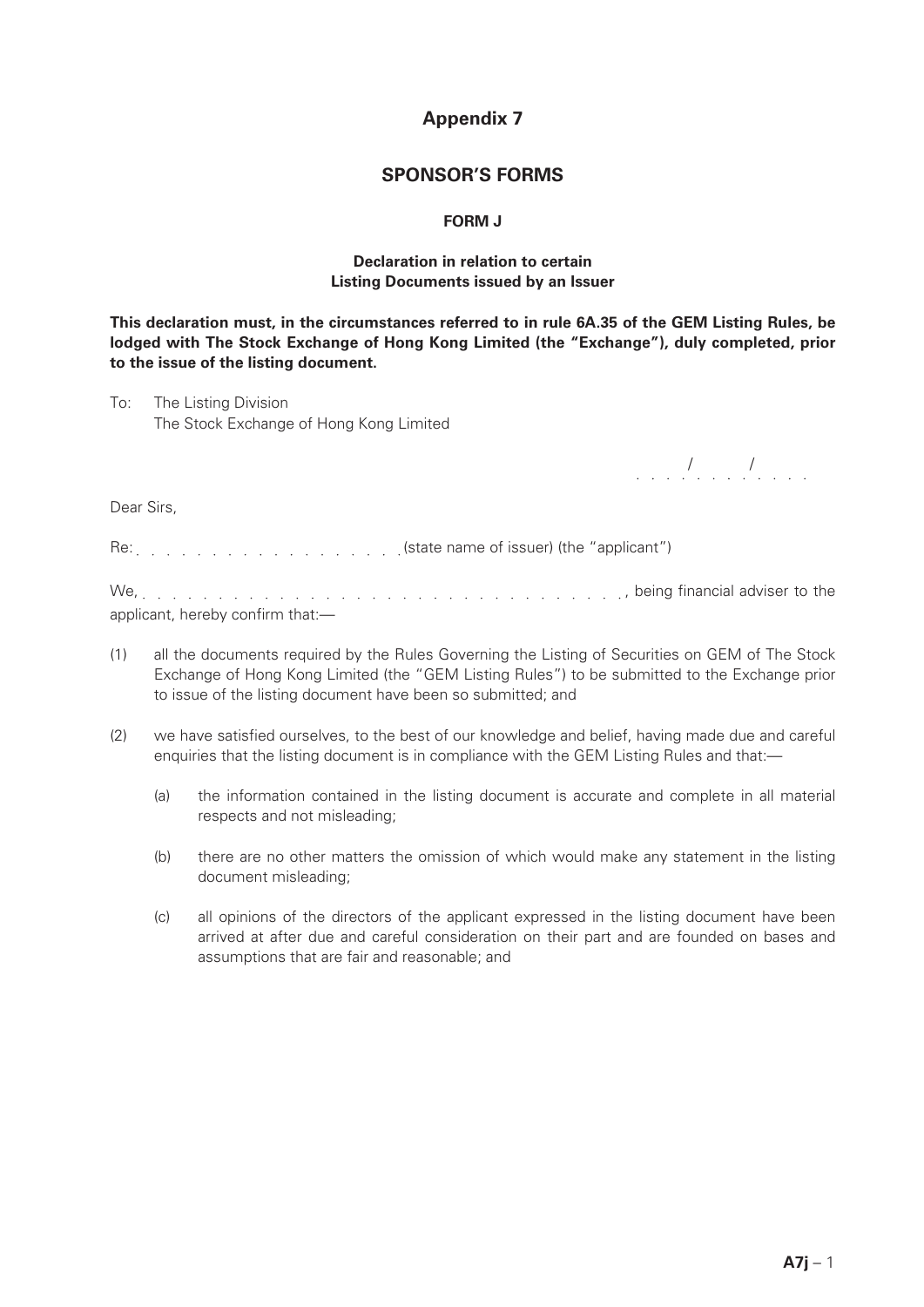# Appendix 7

## SPONSOR'S FORMS

### FORM J

**Declaration in relation to certain Listing Documents issued by an Issuer**

**This declaration must, in the circumstances referred to in rule 6A.35 of the GEM Listing Rules, be lodged with The Stock Exchange of Hong Kong Limited (the "Exchange"), duly completed, prior to the issue of the listing document.**

To: The Listing Division
The Stock Exchange of Hong Kong Limited

. . . . / . . . . / . . . .

Dear Sirs,

Re: . . . . . . . . . . . . . . . . . . (state name of issuer) (the "applicant")

We, . . . . . . . . . . . . . . . . . . . . . . . . . . . . . . . . . , being financial adviser to the applicant, hereby confirm that:—

(1) all the documents required by the Rules Governing the Listing of Securities on GEM of The Stock Exchange of Hong Kong Limited (the "GEM Listing Rules") to be submitted to the Exchange prior to issue of the listing document have been so submitted; and

(2) we have satisfied ourselves, to the best of our knowledge and belief, having made due and careful enquiries that the listing document is in compliance with the GEM Listing Rules and that:—

   (a) the information contained in the listing document is accurate and complete in all material respects and not misleading;

   (b) there are no other matters the omission of which would make any statement in the listing document misleading;

   (c) all opinions of the directors of the applicant expressed in the listing document have been arrived at after due and careful consideration on their part and are founded on bases and assumptions that are fair and reasonable; and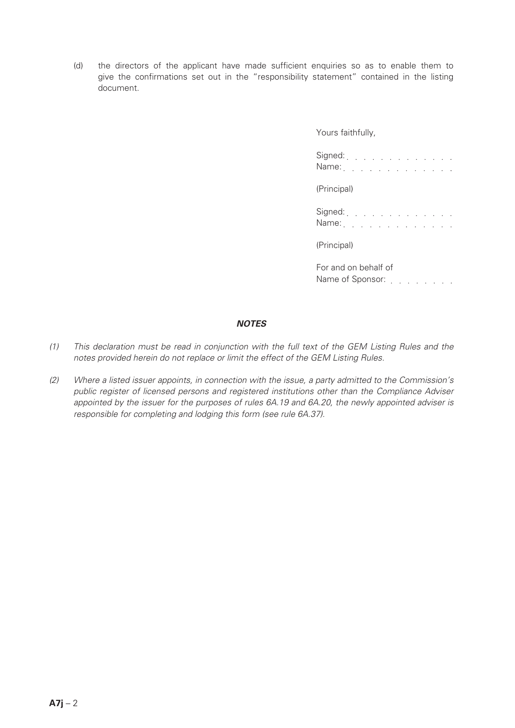(d) the directors of the applicant have made sufficient enquiries so as to enable them to give the confirmations set out in the "responsibility statement" contained in the listing document.

Yours faithfully,

Signed: . . . . . . . . . . . . .
Name: . . . . . . . . . . . . .

(Principal)

Signed: . . . . . . . . . . . . .
Name: . . . . . . . . . . . . .

(Principal)

For and on behalf of
Name of Sponsor: . . . . . . . .

## *NOTES*

*(1) This declaration must be read in conjunction with the full text of the GEM Listing Rules and the notes provided herein do not replace or limit the effect of the GEM Listing Rules.*

*(2) Where a listed issuer appoints, in connection with the issue, a party admitted to the Commission's public register of licensed persons and registered institutions other than the Compliance Adviser appointed by the issuer for the purposes of rules 6A.19 and 6A.20, the newly appointed adviser is responsible for completing and lodging this form (see rule 6A.37).*